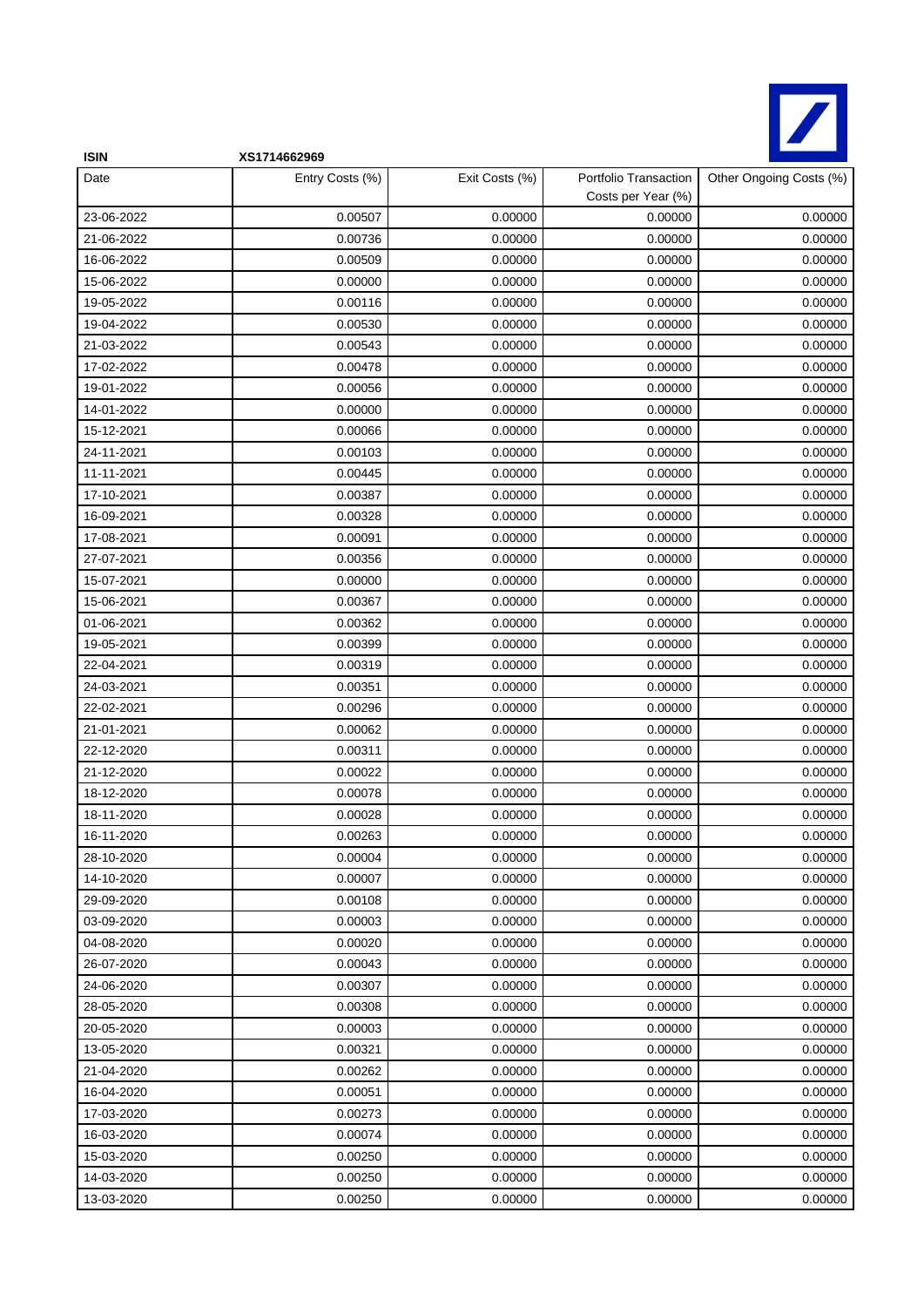**ISIN** **XS1714662969**

| Date | Entry Costs (%) | Exit Costs (%) | Portfolio Transaction Costs per Year (%) | Other Ongoing Costs (%) |
|---|---|---|---|---|
| 23-06-2022 | 0.00507 | 0.00000 | 0.00000 | 0.00000 |
| 21-06-2022 | 0.00736 | 0.00000 | 0.00000 | 0.00000 |
| 16-06-2022 | 0.00509 | 0.00000 | 0.00000 | 0.00000 |
| 15-06-2022 | 0.00000 | 0.00000 | 0.00000 | 0.00000 |
| 19-05-2022 | 0.00116 | 0.00000 | 0.00000 | 0.00000 |
| 19-04-2022 | 0.00530 | 0.00000 | 0.00000 | 0.00000 |
| 21-03-2022 | 0.00543 | 0.00000 | 0.00000 | 0.00000 |
| 17-02-2022 | 0.00478 | 0.00000 | 0.00000 | 0.00000 |
| 19-01-2022 | 0.00056 | 0.00000 | 0.00000 | 0.00000 |
| 14-01-2022 | 0.00000 | 0.00000 | 0.00000 | 0.00000 |
| 15-12-2021 | 0.00066 | 0.00000 | 0.00000 | 0.00000 |
| 24-11-2021 | 0.00103 | 0.00000 | 0.00000 | 0.00000 |
| 11-11-2021 | 0.00445 | 0.00000 | 0.00000 | 0.00000 |
| 17-10-2021 | 0.00387 | 0.00000 | 0.00000 | 0.00000 |
| 16-09-2021 | 0.00328 | 0.00000 | 0.00000 | 0.00000 |
| 17-08-2021 | 0.00091 | 0.00000 | 0.00000 | 0.00000 |
| 27-07-2021 | 0.00356 | 0.00000 | 0.00000 | 0.00000 |
| 15-07-2021 | 0.00000 | 0.00000 | 0.00000 | 0.00000 |
| 15-06-2021 | 0.00367 | 0.00000 | 0.00000 | 0.00000 |
| 01-06-2021 | 0.00362 | 0.00000 | 0.00000 | 0.00000 |
| 19-05-2021 | 0.00399 | 0.00000 | 0.00000 | 0.00000 |
| 22-04-2021 | 0.00319 | 0.00000 | 0.00000 | 0.00000 |
| 24-03-2021 | 0.00351 | 0.00000 | 0.00000 | 0.00000 |
| 22-02-2021 | 0.00296 | 0.00000 | 0.00000 | 0.00000 |
| 21-01-2021 | 0.00062 | 0.00000 | 0.00000 | 0.00000 |
| 22-12-2020 | 0.00311 | 0.00000 | 0.00000 | 0.00000 |
| 21-12-2020 | 0.00022 | 0.00000 | 0.00000 | 0.00000 |
| 18-12-2020 | 0.00078 | 0.00000 | 0.00000 | 0.00000 |
| 18-11-2020 | 0.00028 | 0.00000 | 0.00000 | 0.00000 |
| 16-11-2020 | 0.00263 | 0.00000 | 0.00000 | 0.00000 |
| 28-10-2020 | 0.00004 | 0.00000 | 0.00000 | 0.00000 |
| 14-10-2020 | 0.00007 | 0.00000 | 0.00000 | 0.00000 |
| 29-09-2020 | 0.00108 | 0.00000 | 0.00000 | 0.00000 |
| 03-09-2020 | 0.00003 | 0.00000 | 0.00000 | 0.00000 |
| 04-08-2020 | 0.00020 | 0.00000 | 0.00000 | 0.00000 |
| 26-07-2020 | 0.00043 | 0.00000 | 0.00000 | 0.00000 |
| 24-06-2020 | 0.00307 | 0.00000 | 0.00000 | 0.00000 |
| 28-05-2020 | 0.00308 | 0.00000 | 0.00000 | 0.00000 |
| 20-05-2020 | 0.00003 | 0.00000 | 0.00000 | 0.00000 |
| 13-05-2020 | 0.00321 | 0.00000 | 0.00000 | 0.00000 |
| 21-04-2020 | 0.00262 | 0.00000 | 0.00000 | 0.00000 |
| 16-04-2020 | 0.00051 | 0.00000 | 0.00000 | 0.00000 |
| 17-03-2020 | 0.00273 | 0.00000 | 0.00000 | 0.00000 |
| 16-03-2020 | 0.00074 | 0.00000 | 0.00000 | 0.00000 |
| 15-03-2020 | 0.00250 | 0.00000 | 0.00000 | 0.00000 |
| 14-03-2020 | 0.00250 | 0.00000 | 0.00000 | 0.00000 |
| 13-03-2020 | 0.00250 | 0.00000 | 0.00000 | 0.00000 |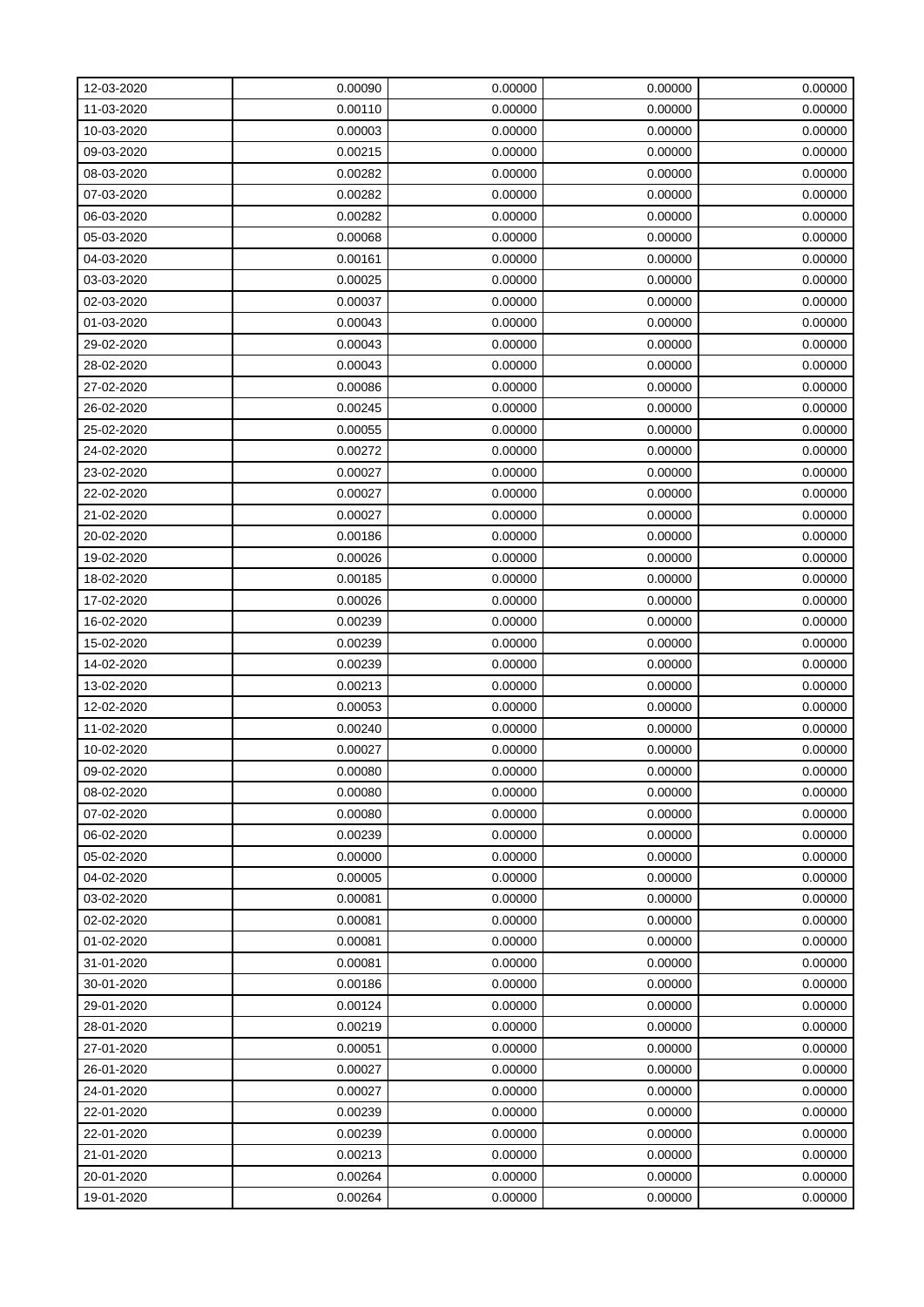| 12-03-2020 | 0.00090 | 0.00000 | 0.00000 | 0.00000 |
|---|---|---|---|---|
| 11-03-2020 | 0.00110 | 0.00000 | 0.00000 | 0.00000 |
| 10-03-2020 | 0.00003 | 0.00000 | 0.00000 | 0.00000 |
| 09-03-2020 | 0.00215 | 0.00000 | 0.00000 | 0.00000 |
| 08-03-2020 | 0.00282 | 0.00000 | 0.00000 | 0.00000 |
| 07-03-2020 | 0.00282 | 0.00000 | 0.00000 | 0.00000 |
| 06-03-2020 | 0.00282 | 0.00000 | 0.00000 | 0.00000 |
| 05-03-2020 | 0.00068 | 0.00000 | 0.00000 | 0.00000 |
| 04-03-2020 | 0.00161 | 0.00000 | 0.00000 | 0.00000 |
| 03-03-2020 | 0.00025 | 0.00000 | 0.00000 | 0.00000 |
| 02-03-2020 | 0.00037 | 0.00000 | 0.00000 | 0.00000 |
| 01-03-2020 | 0.00043 | 0.00000 | 0.00000 | 0.00000 |
| 29-02-2020 | 0.00043 | 0.00000 | 0.00000 | 0.00000 |
| 28-02-2020 | 0.00043 | 0.00000 | 0.00000 | 0.00000 |
| 27-02-2020 | 0.00086 | 0.00000 | 0.00000 | 0.00000 |
| 26-02-2020 | 0.00245 | 0.00000 | 0.00000 | 0.00000 |
| 25-02-2020 | 0.00055 | 0.00000 | 0.00000 | 0.00000 |
| 24-02-2020 | 0.00272 | 0.00000 | 0.00000 | 0.00000 |
| 23-02-2020 | 0.00027 | 0.00000 | 0.00000 | 0.00000 |
| 22-02-2020 | 0.00027 | 0.00000 | 0.00000 | 0.00000 |
| 21-02-2020 | 0.00027 | 0.00000 | 0.00000 | 0.00000 |
| 20-02-2020 | 0.00186 | 0.00000 | 0.00000 | 0.00000 |
| 19-02-2020 | 0.00026 | 0.00000 | 0.00000 | 0.00000 |
| 18-02-2020 | 0.00185 | 0.00000 | 0.00000 | 0.00000 |
| 17-02-2020 | 0.00026 | 0.00000 | 0.00000 | 0.00000 |
| 16-02-2020 | 0.00239 | 0.00000 | 0.00000 | 0.00000 |
| 15-02-2020 | 0.00239 | 0.00000 | 0.00000 | 0.00000 |
| 14-02-2020 | 0.00239 | 0.00000 | 0.00000 | 0.00000 |
| 13-02-2020 | 0.00213 | 0.00000 | 0.00000 | 0.00000 |
| 12-02-2020 | 0.00053 | 0.00000 | 0.00000 | 0.00000 |
| 11-02-2020 | 0.00240 | 0.00000 | 0.00000 | 0.00000 |
| 10-02-2020 | 0.00027 | 0.00000 | 0.00000 | 0.00000 |
| 09-02-2020 | 0.00080 | 0.00000 | 0.00000 | 0.00000 |
| 08-02-2020 | 0.00080 | 0.00000 | 0.00000 | 0.00000 |
| 07-02-2020 | 0.00080 | 0.00000 | 0.00000 | 0.00000 |
| 06-02-2020 | 0.00239 | 0.00000 | 0.00000 | 0.00000 |
| 05-02-2020 | 0.00000 | 0.00000 | 0.00000 | 0.00000 |
| 04-02-2020 | 0.00005 | 0.00000 | 0.00000 | 0.00000 |
| 03-02-2020 | 0.00081 | 0.00000 | 0.00000 | 0.00000 |
| 02-02-2020 | 0.00081 | 0.00000 | 0.00000 | 0.00000 |
| 01-02-2020 | 0.00081 | 0.00000 | 0.00000 | 0.00000 |
| 31-01-2020 | 0.00081 | 0.00000 | 0.00000 | 0.00000 |
| 30-01-2020 | 0.00186 | 0.00000 | 0.00000 | 0.00000 |
| 29-01-2020 | 0.00124 | 0.00000 | 0.00000 | 0.00000 |
| 28-01-2020 | 0.00219 | 0.00000 | 0.00000 | 0.00000 |
| 27-01-2020 | 0.00051 | 0.00000 | 0.00000 | 0.00000 |
| 26-01-2020 | 0.00027 | 0.00000 | 0.00000 | 0.00000 |
| 24-01-2020 | 0.00027 | 0.00000 | 0.00000 | 0.00000 |
| 22-01-2020 | 0.00239 | 0.00000 | 0.00000 | 0.00000 |
| 22-01-2020 | 0.00239 | 0.00000 | 0.00000 | 0.00000 |
| 21-01-2020 | 0.00213 | 0.00000 | 0.00000 | 0.00000 |
| 20-01-2020 | 0.00264 | 0.00000 | 0.00000 | 0.00000 |
| 19-01-2020 | 0.00264 | 0.00000 | 0.00000 | 0.00000 |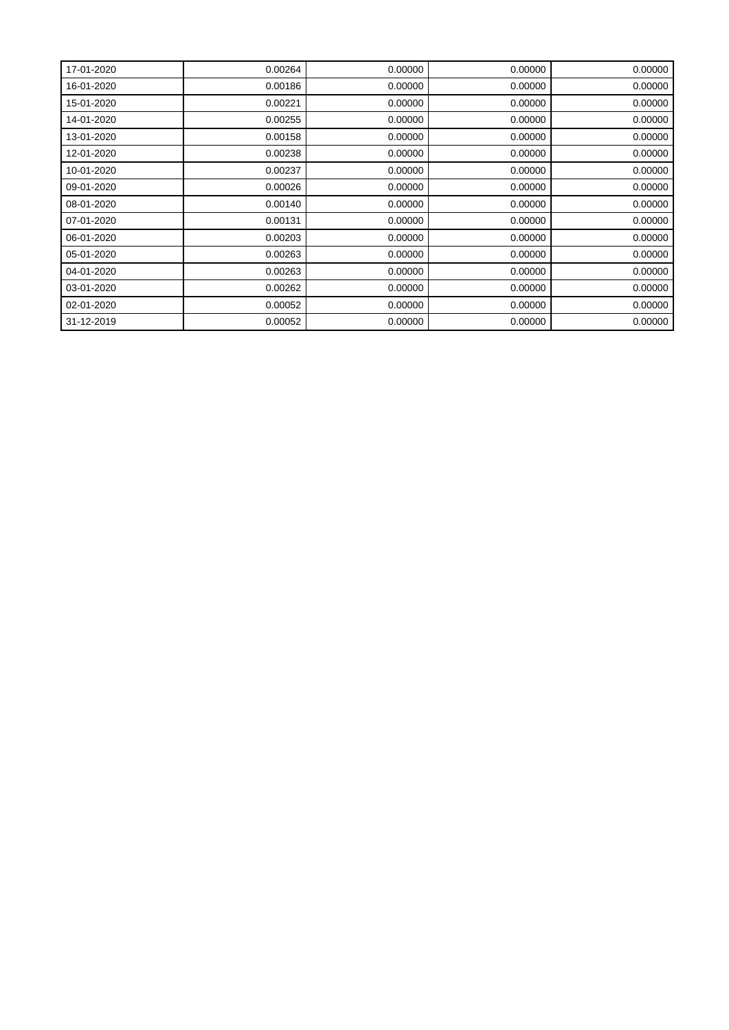| | | | | |
|---|---|---|---|---|
| 17-01-2020 | 0.00264 | 0.00000 | 0.00000 | 0.00000 |
| 16-01-2020 | 0.00186 | 0.00000 | 0.00000 | 0.00000 |
| 15-01-2020 | 0.00221 | 0.00000 | 0.00000 | 0.00000 |
| 14-01-2020 | 0.00255 | 0.00000 | 0.00000 | 0.00000 |
| 13-01-2020 | 0.00158 | 0.00000 | 0.00000 | 0.00000 |
| 12-01-2020 | 0.00238 | 0.00000 | 0.00000 | 0.00000 |
| 10-01-2020 | 0.00237 | 0.00000 | 0.00000 | 0.00000 |
| 09-01-2020 | 0.00026 | 0.00000 | 0.00000 | 0.00000 |
| 08-01-2020 | 0.00140 | 0.00000 | 0.00000 | 0.00000 |
| 07-01-2020 | 0.00131 | 0.00000 | 0.00000 | 0.00000 |
| 06-01-2020 | 0.00203 | 0.00000 | 0.00000 | 0.00000 |
| 05-01-2020 | 0.00263 | 0.00000 | 0.00000 | 0.00000 |
| 04-01-2020 | 0.00263 | 0.00000 | 0.00000 | 0.00000 |
| 03-01-2020 | 0.00262 | 0.00000 | 0.00000 | 0.00000 |
| 02-01-2020 | 0.00052 | 0.00000 | 0.00000 | 0.00000 |
| 31-12-2019 | 0.00052 | 0.00000 | 0.00000 | 0.00000 |